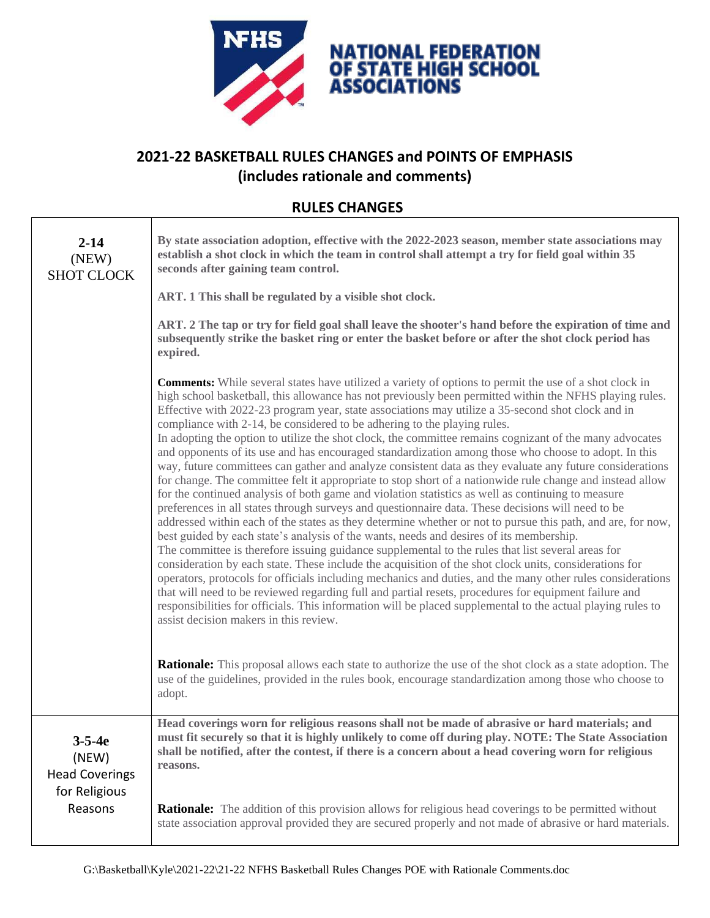NATIONAL FEDERATION OF STATE HIGH SCHOOL ASSOCIATIONS

## 2021-22 BASKETBALL RULES CHANGES and POINTS OF EMPHASIS (includes rationale and comments)

## RULES CHANGES

| | |
|---|---|
| **2-14** (NEW) SHOT CLOCK | **By state association adoption, effective with the 2022-2023 season, member state associations may establish a shot clock in which the team in control shall attempt a try for field goal within 35 seconds after gaining team control.**<br><br>**ART. 1 This shall be regulated by a visible shot clock.**<br><br>**ART. 2 The tap or try for field goal shall leave the shooter's hand before the expiration of time and subsequently strike the basket ring or enter the basket before or after the shot clock period has expired.**<br><br>**Comments:** While several states have utilized a variety of options to permit the use of a shot clock in high school basketball, this allowance has not previously been permitted within the NFHS playing rules. Effective with 2022-23 program year, state associations may utilize a 35-second shot clock and in compliance with 2-14, be considered to be adhering to the playing rules.<br>In adopting the option to utilize the shot clock, the committee remains cognizant of the many advocates and opponents of its use and has encouraged standardization among those who choose to adopt. In this way, future committees can gather and analyze consistent data as they evaluate any future considerations for change. The committee felt it appropriate to stop short of a nationwide rule change and instead allow for the continued analysis of both game and violation statistics as well as continuing to measure preferences in all states through surveys and questionnaire data. These decisions will need to be addressed within each of the states as they determine whether or not to pursue this path, and are, for now, best guided by each state's analysis of the wants, needs and desires of its membership.<br>The committee is therefore issuing guidance supplemental to the rules that list several areas for consideration by each state. These include the acquisition of the shot clock units, considerations for operators, protocols for officials including mechanics and duties, and the many other rules considerations that will need to be reviewed regarding full and partial resets, procedures for equipment failure and responsibilities for officials. This information will be placed supplemental to the actual playing rules to assist decision makers in this review.<br><br>**Rationale:** This proposal allows each state to authorize the use of the shot clock as a state adoption. The use of the guidelines, provided in the rules book, encourage standardization among those who choose to adopt. |
| **3-5-4e** (NEW) Head Coverings for Religious Reasons | **Head coverings worn for religious reasons shall not be made of abrasive or hard materials; and must fit securely so that it is highly unlikely to come off during play. NOTE: The State Association shall be notified, after the contest, if there is a concern about a head covering worn for religious reasons.**<br><br>**Rationale:** The addition of this provision allows for religious head coverings to be permitted without state association approval provided they are secured properly and not made of abrasive or hard materials. |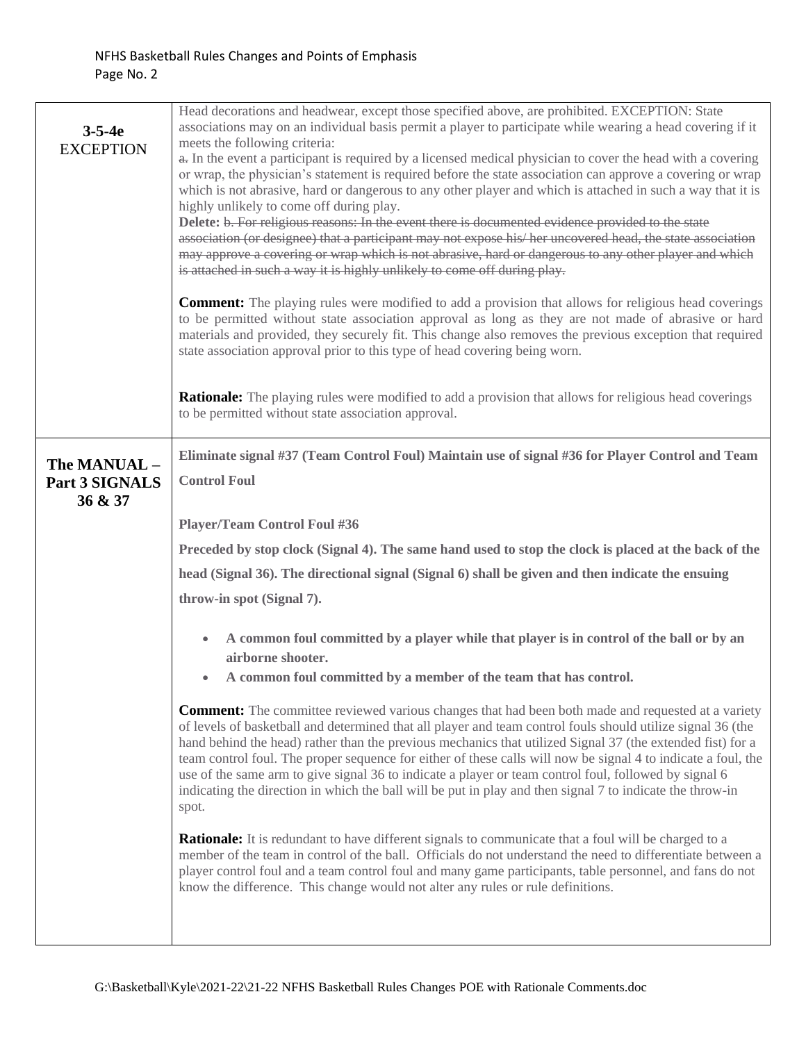| | |
|---|---|
| **3-5-4e** EXCEPTION | Head decorations and headwear, except those specified above, are prohibited. EXCEPTION: State associations may on an individual basis permit a player to participate while wearing a head covering if it meets the following criteria:<br>~~a.~~ In the event a participant is required by a licensed medical physician to cover the head with a covering or wrap, the physician's statement is required before the state association can approve a covering or wrap which is not abrasive, hard or dangerous to any other player and which is attached in such a way that it is highly unlikely to come off during play.<br>**Delete:** ~~b. For religious reasons: In the event there is documented evidence provided to the state association (or designee) that a participant may not expose his/ her uncovered head, the state association may approve a covering or wrap which is not abrasive, hard or dangerous to any other player and which is attached in such a way it is highly unlikely to come off during play.~~<br><br>**Comment:** The playing rules were modified to add a provision that allows for religious head coverings to be permitted without state association approval as long as they are not made of abrasive or hard materials and provided, they securely fit. This change also removes the previous exception that required state association approval prior to this type of head covering being worn.<br><br>**Rationale:** The playing rules were modified to add a provision that allows for religious head coverings to be permitted without state association approval. |
| **The MANUAL – Part 3 SIGNALS 36 & 37** | **Eliminate signal #37 (Team Control Foul) Maintain use of signal #36 for Player Control and Team Control Foul**<br><br>**Player/Team Control Foul #36**<br><br>**Preceded by stop clock (Signal 4). The same hand used to stop the clock is placed at the back of the head (Signal 36). The directional signal (Signal 6) shall be given and then indicate the ensuing throw-in spot (Signal 7).**<br><br>• **A common foul committed by a player while that player is in control of the ball or by an airborne shooter.**<br>• **A common foul committed by a member of the team that has control.**<br><br>**Comment:** The committee reviewed various changes that had been both made and requested at a variety of levels of basketball and determined that all player and team control fouls should utilize signal 36 (the hand behind the head) rather than the previous mechanics that utilized Signal 37 (the extended fist) for a team control foul. The proper sequence for either of these calls will now be signal 4 to indicate a foul, the use of the same arm to give signal 36 to indicate a player or team control foul, followed by signal 6 indicating the direction in which the ball will be put in play and then signal 7 to indicate the throw-in spot.<br><br>**Rationale:** It is redundant to have different signals to communicate that a foul will be charged to a member of the team in control of the ball. Officials do not understand the need to differentiate between a player control foul and a team control foul and many game participants, table personnel, and fans do not know the difference. This change would not alter any rules or rule definitions. |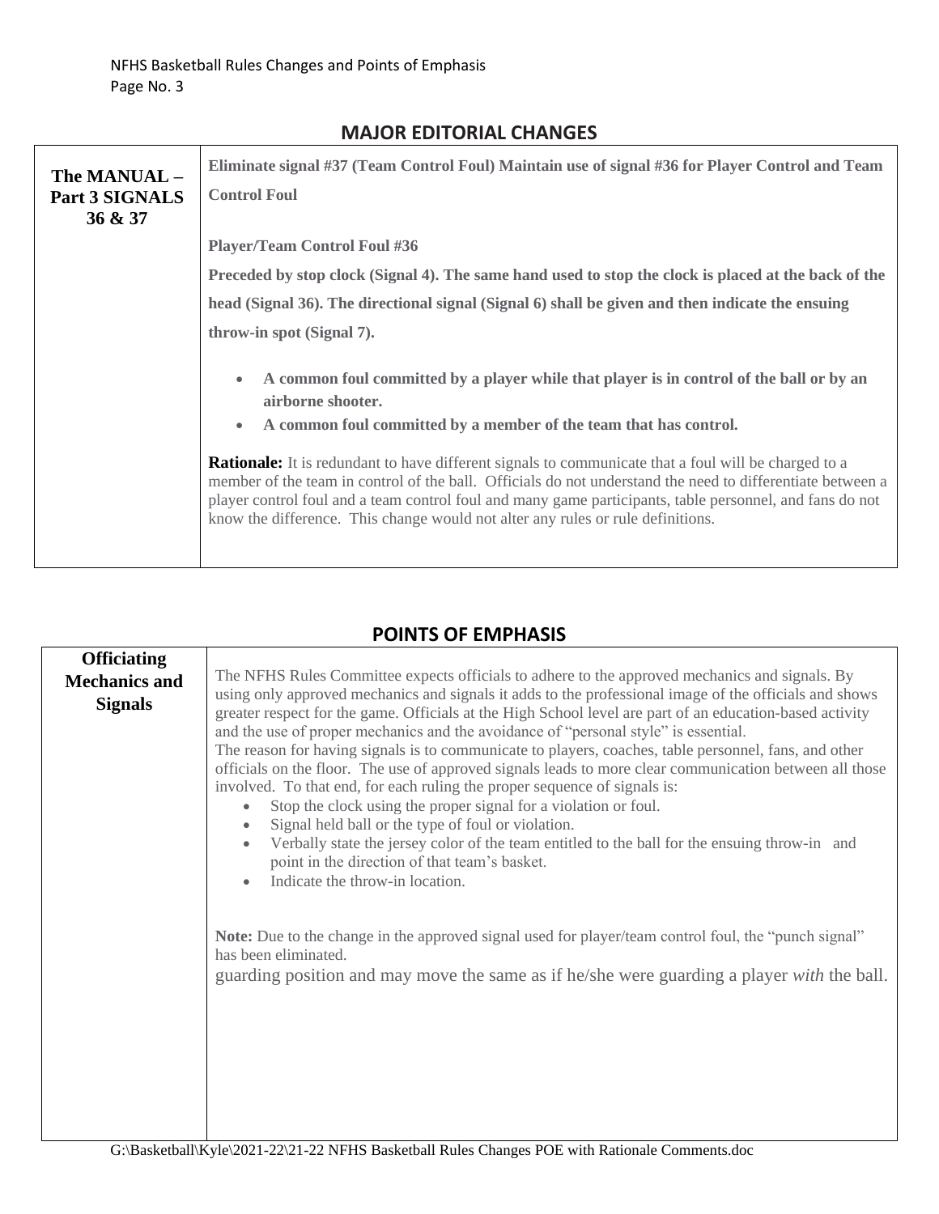## MAJOR EDITORIAL CHANGES

| The MANUAL – Part 3 SIGNALS 36 & 37 | **Eliminate signal #37 (Team Control Foul) Maintain use of signal #36 for Player Control and Team Control Foul**<br><br>**Player/Team Control Foul #36**<br>**Preceded by stop clock (Signal 4). The same hand used to stop the clock is placed at the back of the head (Signal 36). The directional signal (Signal 6) shall be given and then indicate the ensuing throw-in spot (Signal 7).**<br><br>• **A common foul committed by a player while that player is in control of the ball or by an airborne shooter.**<br>• **A common foul committed by a member of the team that has control.**<br><br>**Rationale:** It is redundant to have different signals to communicate that a foul will be charged to a member of the team in control of the ball. Officials do not understand the need to differentiate between a player control foul and a team control foul and many game participants, table personnel, and fans do not know the difference. This change would not alter any rules or rule definitions. |
|---|---|

## POINTS OF EMPHASIS

| Officiating Mechanics and Signals | The NFHS Rules Committee expects officials to adhere to the approved mechanics and signals. By using only approved mechanics and signals it adds to the professional image of the officials and shows greater respect for the game. Officials at the High School level are part of an education-based activity and the use of proper mechanics and the avoidance of "personal style" is essential.<br>The reason for having signals is to communicate to players, coaches, table personnel, fans, and other officials on the floor. The use of approved signals leads to more clear communication between all those involved. To that end, for each ruling the proper sequence of signals is:<br>• Stop the clock using the proper signal for a violation or foul.<br>• Signal held ball or the type of foul or violation.<br>• Verbally state the jersey color of the team entitled to the ball for the ensuing throw-in and point in the direction of that team's basket.<br>• Indicate the throw-in location.<br><br>**Note:** Due to the change in the approved signal used for player/team control foul, the "punch signal" has been eliminated.<br>guarding position and may move the same as if he/she were guarding a player *with* the ball. |
|---|---|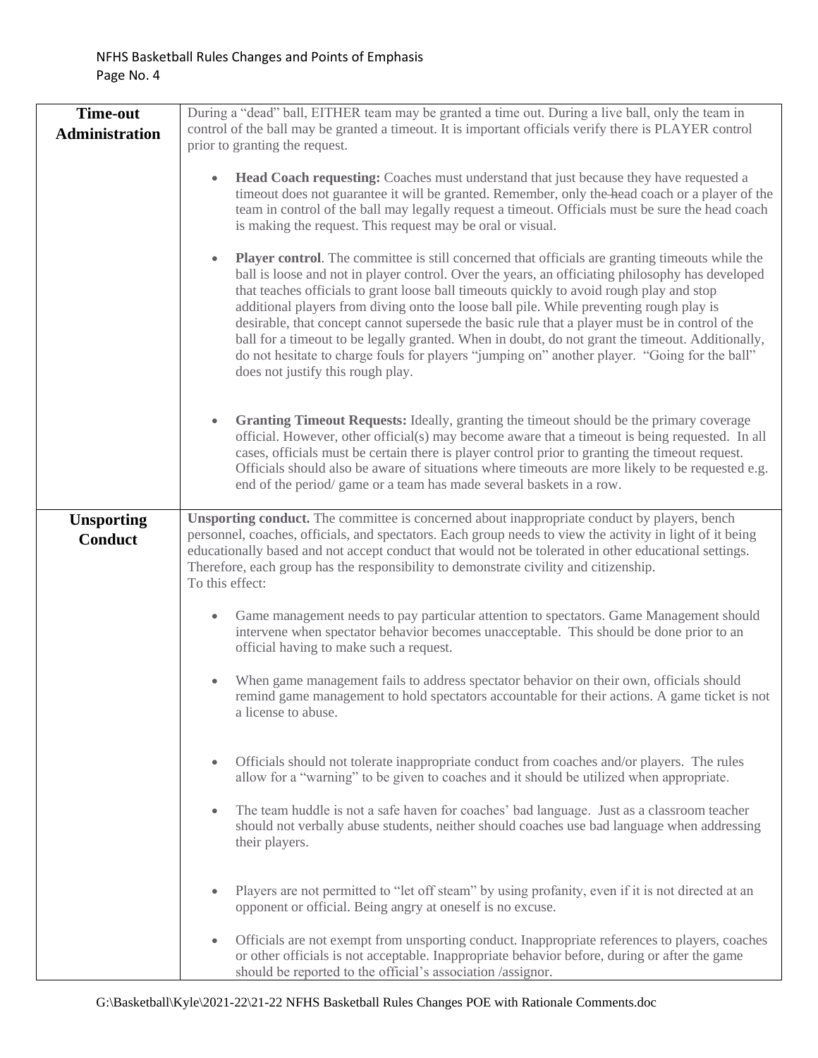| | |
|---|---|
| **Time-out Administration** | During a "dead" ball, EITHER team may be granted a time out. During a live ball, only the team in control of the ball may be granted a timeout. It is important officials verify there is PLAYER control prior to granting the request.<br><br>• **Head Coach requesting:** Coaches must understand that just because they have requested a timeout does not guarantee it will be granted. Remember, only the head coach or a player of the team in control of the ball may legally request a timeout. Officials must be sure the head coach is making the request. This request may be oral or visual.<br><br>• **Player control**. The committee is still concerned that officials are granting timeouts while the ball is loose and not in player control. Over the years, an officiating philosophy has developed that teaches officials to grant loose ball timeouts quickly to avoid rough play and stop additional players from diving onto the loose ball pile. While preventing rough play is desirable, that concept cannot supersede the basic rule that a player must be in control of the ball for a timeout to be legally granted. When in doubt, do not grant the timeout. Additionally, do not hesitate to charge fouls for players "jumping on" another player. "Going for the ball" does not justify this rough play.<br><br>• **Granting Timeout Requests:** Ideally, granting the timeout should be the primary coverage official. However, other official(s) may become aware that a timeout is being requested. In all cases, officials must be certain there is player control prior to granting the timeout request. Officials should also be aware of situations where timeouts are more likely to be requested e.g. end of the period/ game or a team has made several baskets in a row. |
| **Unsporting Conduct** | **Unsporting conduct.** The committee is concerned about inappropriate conduct by players, bench personnel, coaches, officials, and spectators. Each group needs to view the activity in light of it being educationally based and not accept conduct that would not be tolerated in other educational settings. Therefore, each group has the responsibility to demonstrate civility and citizenship.<br>To this effect:<br><br>• Game management needs to pay particular attention to spectators. Game Management should intervene when spectator behavior becomes unacceptable. This should be done prior to an official having to make such a request.<br><br>• When game management fails to address spectator behavior on their own, officials should remind game management to hold spectators accountable for their actions. A game ticket is not a license to abuse.<br><br>• Officials should not tolerate inappropriate conduct from coaches and/or players. The rules allow for a "warning" to be given to coaches and it should be utilized when appropriate.<br><br>• The team huddle is not a safe haven for coaches' bad language. Just as a classroom teacher should not verbally abuse students, neither should coaches use bad language when addressing their players.<br><br>• Players are not permitted to "let off steam" by using profanity, even if it is not directed at an opponent or official. Being angry at oneself is no excuse.<br><br>• Officials are not exempt from unsporting conduct. Inappropriate references to players, coaches or other officials is not acceptable. Inappropriate behavior before, during or after the game should be reported to the official's association /assignor. |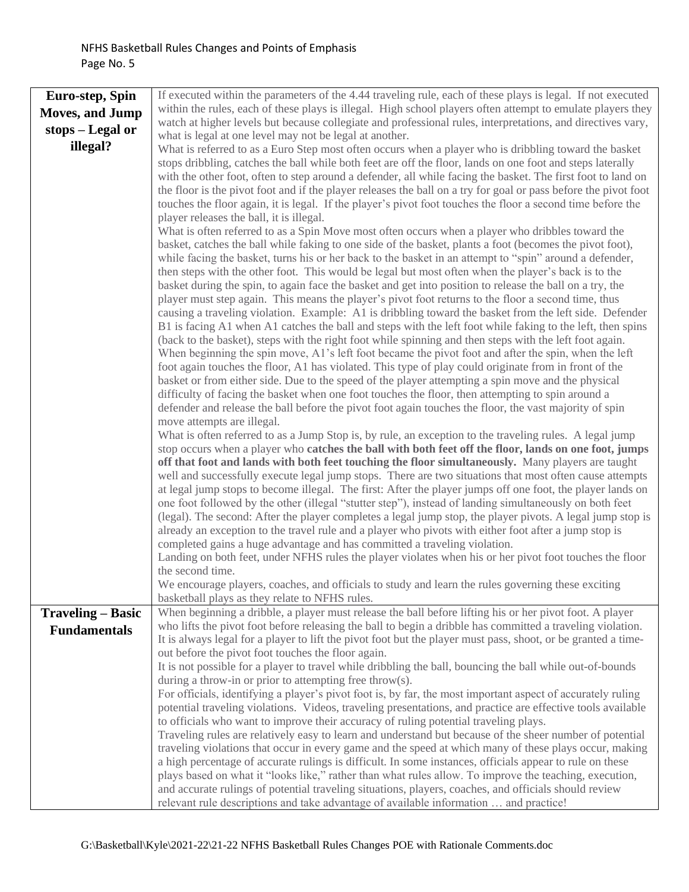| | |
|---|---|
| **Euro-step, Spin Moves, and Jump stops – Legal or illegal?** | If executed within the parameters of the 4.44 traveling rule, each of these plays is legal. If not executed within the rules, each of these plays is illegal. High school players often attempt to emulate players they watch at higher levels but because collegiate and professional rules, interpretations, and directives vary, what is legal at one level may not be legal at another.<br>What is referred to as a Euro Step most often occurs when a player who is dribbling toward the basket stops dribbling, catches the ball while both feet are off the floor, lands on one foot and steps laterally with the other foot, often to step around a defender, all while facing the basket. The first foot to land on the floor is the pivot foot and if the player releases the ball on a try for goal or pass before the pivot foot touches the floor again, it is legal. If the player's pivot foot touches the floor a second time before the player releases the ball, it is illegal.<br>What is often referred to as a Spin Move most often occurs when a player who dribbles toward the basket, catches the ball while faking to one side of the basket, plants a foot (becomes the pivot foot), while facing the basket, turns his or her back to the basket in an attempt to "spin" around a defender, then steps with the other foot. This would be legal but most often when the player's back is to the basket during the spin, to again face the basket and get into position to release the ball on a try, the player must step again. This means the player's pivot foot returns to the floor a second time, thus causing a traveling violation. Example: A1 is dribbling toward the basket from the left side. Defender B1 is facing A1 when A1 catches the ball and steps with the left foot while faking to the left, then spins (back to the basket), steps with the right foot while spinning and then steps with the left foot again. When beginning the spin move, A1's left foot became the pivot foot and after the spin, when the left foot again touches the floor, A1 has violated. This type of play could originate from in front of the basket or from either side. Due to the speed of the player attempting a spin move and the physical difficulty of facing the basket when one foot touches the floor, then attempting to spin around a defender and release the ball before the pivot foot again touches the floor, the vast majority of spin move attempts are illegal.<br>What is often referred to as a Jump Stop is, by rule, an exception to the traveling rules. A legal jump stop occurs when a player who **catches the ball with both feet off the floor, lands on one foot, jumps off that foot and lands with both feet touching the floor simultaneously.** Many players are taught well and successfully execute legal jump stops. There are two situations that most often cause attempts at legal jump stops to become illegal. The first: After the player jumps off one foot, the player lands on one foot followed by the other (illegal "stutter step"), instead of landing simultaneously on both feet (legal). The second: After the player completes a legal jump stop, the player pivots. A legal jump stop is already an exception to the travel rule and a player who pivots with either foot after a jump stop is completed gains a huge advantage and has committed a traveling violation.<br>Landing on both feet, under NFHS rules the player violates when his or her pivot foot touches the floor the second time.<br>We encourage players, coaches, and officials to study and learn the rules governing these exciting basketball plays as they relate to NFHS rules. |
| **Traveling – Basic Fundamentals** | When beginning a dribble, a player must release the ball before lifting his or her pivot foot. A player who lifts the pivot foot before releasing the ball to begin a dribble has committed a traveling violation. It is always legal for a player to lift the pivot foot but the player must pass, shoot, or be granted a time-out before the pivot foot touches the floor again.<br>It is not possible for a player to travel while dribbling the ball, bouncing the ball while out-of-bounds during a throw-in or prior to attempting free throw(s).<br>For officials, identifying a player's pivot foot is, by far, the most important aspect of accurately ruling potential traveling violations. Videos, traveling presentations, and practice are effective tools available to officials who want to improve their accuracy of ruling potential traveling plays.<br>Traveling rules are relatively easy to learn and understand but because of the sheer number of potential traveling violations that occur in every game and the speed at which many of these plays occur, making a high percentage of accurate rulings is difficult. In some instances, officials appear to rule on these plays based on what it "looks like," rather than what rules allow. To improve the teaching, execution, and accurate rulings of potential traveling situations, players, coaches, and officials should review relevant rule descriptions and take advantage of available information … and practice! |